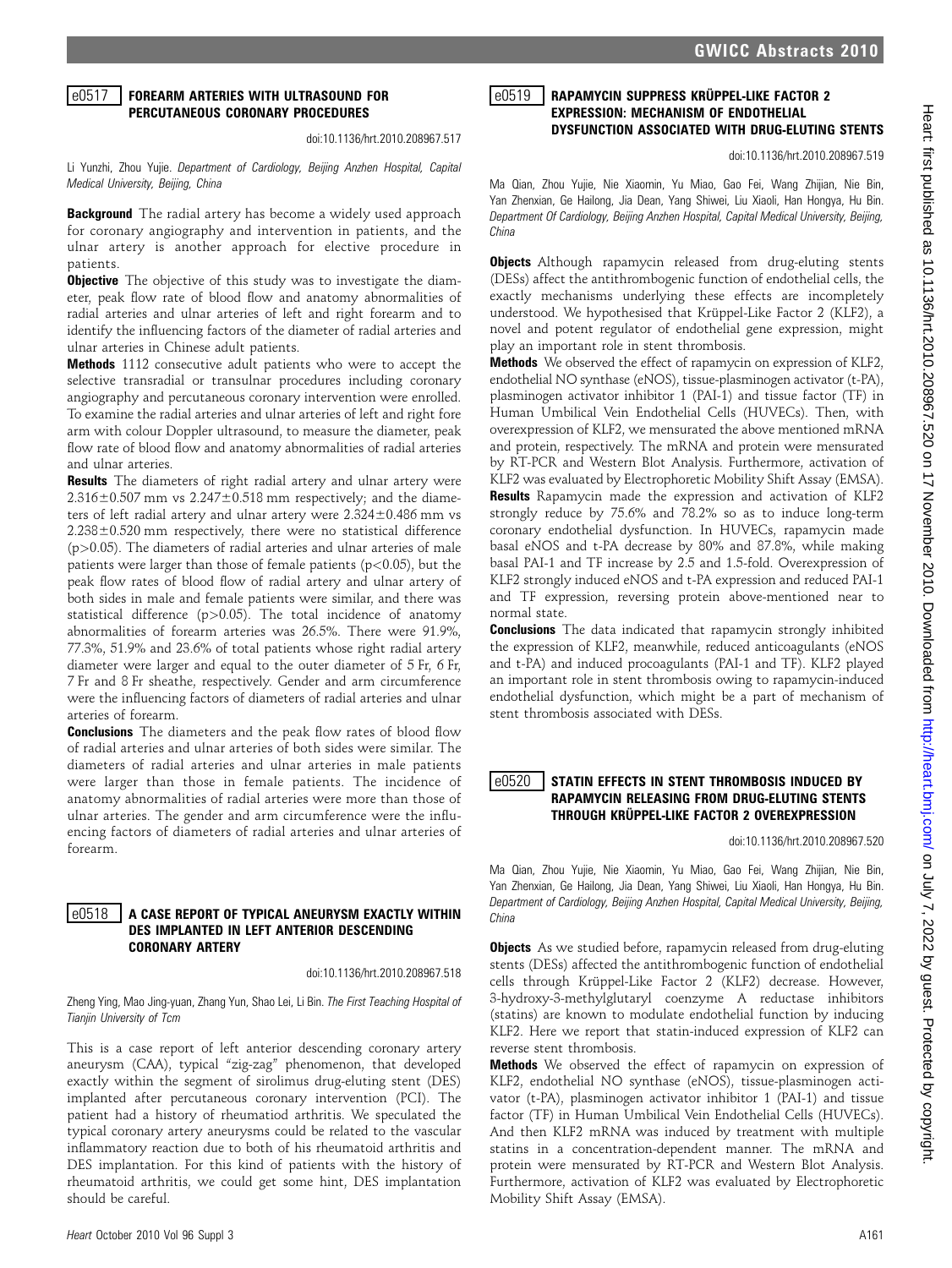## e0517 FOREARM ARTERIES WITH ULTRASOUND FOR PERCUTANEOUS CORONARY PROCEDURES

doi:10.1136/hrt.2010.208967.517

Li Yunzhi, Zhou Yujie. *Department of Cardiology, Beijing Anzhen Hospital, Capital Medical University, Beijing, China*

**Background** The radial artery has become a widely used approach for coronary angiography and intervention in patients, and the ulnar artery is another approach for elective procedure in patients.

**Objective** The objective of this study was to investigate the diameter, peak flow rate of blood flow and anatomy abnormalities of radial arteries and ulnar arteries of left and right forearm and to identify the influencing factors of the diameter of radial arteries and ulnar arteries in Chinese adult patients.

**Methods** 1112 consecutive adult patients who were to accept the selective transradial or transulnar procedures including coronary angiography and percutaneous coronary intervention were enrolled. To examine the radial arteries and ulnar arteries of left and right fore arm with colour Doppler ultrasound, to measure the diameter, peak flow rate of blood flow and anatomy abnormalities of radial arteries and ulnar arteries.

**Results** The diameters of right radial artery and ulnar artery were $2.316\pm0.507$ mm vs $2.247\pm0.518$ mm respectively; and the diameters of left radial artery and ulnar artery were $2.324\pm0.486$ mm vs $2.238\pm0.520$ mm respectively, there were no statistical difference ($p>0.05$). The diameters of radial arteries and ulnar arteries of male patients were larger than those of female patients ($p<0.05$), but the peak flow rates of blood flow of radial artery and ulnar artery of both sides in male and female patients were similar, and there was statistical difference ($p>0.05$). The total incidence of anatomy abnormalities of forearm arteries was 26.5%. There were 91.9%, 77.3%, 51.9% and 23.6% of total patients whose right radial artery diameter were larger and equal to the outer diameter of 5 Fr, 6 Fr, 7 Fr and 8 Fr sheathe, respectively. Gender and arm circumference were the influencing factors of diameters of radial arteries and ulnar arteries of forearm.

**Conclusions** The diameters and the peak flow rates of blood flow of radial arteries and ulnar arteries of both sides were similar. The diameters of radial arteries and ulnar arteries in male patients were larger than those in female patients. The incidence of anatomy abnormalities of radial arteries were more than those of ulnar arteries. The gender and arm circumference were the influencing factors of diameters of radial arteries and ulnar arteries of forearm.

## e0518 A CASE REPORT OF TYPICAL ANEURYSM EXACTLY WITHIN DES IMPLANTED IN LEFT ANTERIOR DESCENDING CORONARY ARTERY

doi:10.1136/hrt.2010.208967.518

Zheng Ying, Mao Jing-yuan, Zhang Yun, Shao Lei, Li Bin. *The First Teaching Hospital of Tianjin University of Tcm*

This is a case report of left anterior descending coronary artery aneurysm (CAA), typical "zig-zag" phenomenon, that developed exactly within the segment of sirolimus drug-eluting stent (DES) implanted after percutaneous coronary intervention (PCI). The patient had a history of rheumatiod arthritis. We speculated the typical coronary artery aneurysms could be related to the vascular inflammatory reaction due to both of his rheumatoid arthritis and DES implantation. For this kind of patients with the history of rheumatiod arthritis, we could get some hint, DES implantation should be careful.

## e0519 RAPAMYCIN SUPPRESS KRÜPPEL-LIKE FACTOR 2 EXPRESSION: MECHANISM OF ENDOTHELIAL DYSFUNCTION ASSOCIATED WITH DRUG-ELUTING STENTS

doi:10.1136/hrt.2010.208967.519

Ma Qian, Zhou Yujie, Nie Xiaomin, Yu Miao, Gao Fei, Wang Zhijian, Nie Bin, Yan Zhenxian, Ge Hailong, Jia Dean, Yang Shiwei, Liu Xiaoli, Han Hongya, Hu Bin. *Department Of Cardiology, Beijing Anzhen Hospital, Capital Medical University, Beijing, China*

**Objects** Although rapamycin released from drug-eluting stents (DESs) affect the antithrombogenic function of endothelial cells, the exactly mechanisms underlying these effects are incompletely understood. We hypothesised that Krüppel-Like Factor 2 (KLF2), a novel and potent regulator of endothelial gene expression, might play an important role in stent thrombosis.

**Methods** We observed the effect of rapamycin on expression of KLF2, endothelial NO synthase (eNOS), tissue-plasminogen activator (t-PA), plasminogen activator inhibitor 1 (PAI-1) and tissue factor (TF) in Human Umbilical Vein Endothelial Cells (HUVECs). Then, with overexpression of KLF2, we mensurated the above mentioned mRNA and protein, respectively. The mRNA and protein were mensurated by RT-PCR and Western Blot Analysis. Furthermore, activation of KLF2 was evaluated by Electrophoretic Mobility Shift Assay (EMSA).

**Results** Rapamycin made the expression and activation of KLF2 strongly reduce by 75.6% and 78.2% so as to induce long-term coronary endothelial dysfunction. In HUVECs, rapamycin made basal eNOS and t-PA decrease by 80% and 87.8%, while making basal PAI-1 and TF increase by 2.5 and 1.5-fold. Overexpression of KLF2 strongly induced eNOS and t-PA expression and reduced PAI-1 and TF expression, reversing protein above-mentioned near to normal state.

**Conclusions** The data indicated that rapamycin strongly inhibited the expression of KLF2, meanwhile, reduced anticoagulants (eNOS and t-PA) and induced procoagulants (PAI-1 and TF). KLF2 played an important role in stent thrombosis owing to rapamycin-induced endothelial dysfunction, which might be a part of mechanism of stent thrombosis associated with DESs.

## e0520 STATIN EFFECTS IN STENT THROMBOSIS INDUCED BY RAPAMYCIN RELEASING FROM DRUG-ELUTING STENTS THROUGH KRÜPPEL-LIKE FACTOR 2 OVEREXPRESSION

doi:10.1136/hrt.2010.208967.520

Ma Qian, Zhou Yujie, Nie Xiaomin, Yu Miao, Gao Fei, Wang Zhijian, Nie Bin, Yan Zhenxian, Ge Hailong, Jia Dean, Yang Shiwei, Liu Xiaoli, Han Hongya, Hu Bin. *Department of Cardiology, Beijing Anzhen Hospital, Capital Medical University, Beijing, China*

**Objects** As we studied before, rapamycin released from drug-eluting stents (DESs) affected the antithrombogenic function of endothelial cells through Krüppel-Like Factor 2 (KLF2) decrease. However, 3-hydroxy-3-methylglutaryl coenzyme A reductase inhibitors (statins) are known to modulate endothelial function by inducing KLF2. Here we report that statin-induced expression of KLF2 can reverse stent thrombosis.

**Methods** We observed the effect of rapamycin on expression of KLF2, endothelial NO synthase (eNOS), tissue-plasminogen activator (t-PA), plasminogen activator inhibitor 1 (PAI-1) and tissue factor (TF) in Human Umbilical Vein Endothelial Cells (HUVECs). And then KLF2 mRNA was induced by treatment with multiple statins in a concentration-dependent manner. The mRNA and protein were mensurated by RT-PCR and Western Blot Analysis. Furthermore, activation of KLF2 was evaluated by Electrophoretic Mobility Shift Assay (EMSA).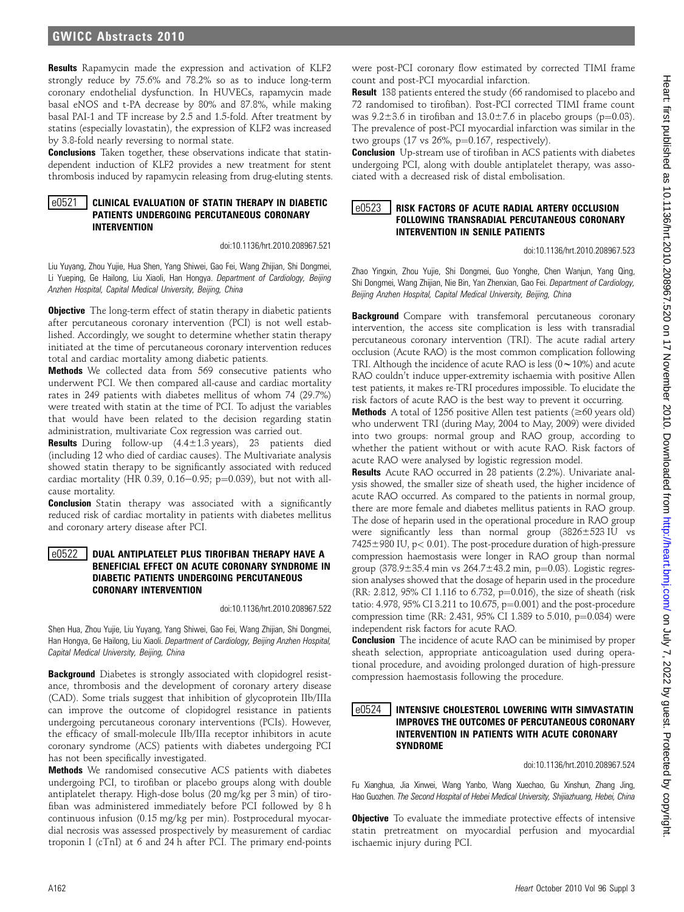**Results** Rapamycin made the expression and activation of KLF2 strongly reduce by 75.6% and 78.2% so as to induce long-term coronary endothelial dysfunction. In HUVECs, rapamycin made basal eNOS and t-PA decrease by 80% and 87.8%, while making basal PAI-1 and TF increase by 2.5 and 1.5-fold. After treatment by statins (especially lovastatin), the expression of KLF2 was increased by 3.8-fold nearly reversing to normal state.

**Conclusions** Taken together, these observations indicate that statin-dependent induction of KLF2 provides a new treatment for stent thrombosis induced by rapamycin releasing from drug-eluting stents.

## e0521 CLINICAL EVALUATION OF STATIN THERAPY IN DIABETIC PATIENTS UNDERGOING PERCUTANEOUS CORONARY INTERVENTION

doi:10.1136/hrt.2010.208967.521

Liu Yuyang, Zhou Yujie, Hua Shen, Yang Shiwei, Gao Fei, Wang Zhijian, Shi Dongmei, Li Yueping, Ge Hailong, Liu Xiaoli, Han Hongya. *Department of Cardiology, Beijing Anzhen Hospital, Capital Medical University, Beijing, China*

**Objective** The long-term effect of statin therapy in diabetic patients after percutaneous coronary intervention (PCI) is not well established. Accordingly, we sought to determine whether statin therapy initiated at the time of percutaneous coronary intervention reduces total and cardiac mortality among diabetic patients.

**Methods** We collected data from 569 consecutive patients who underwent PCI. We then compared all-cause and cardiac mortality rates in 249 patients with diabetes mellitus of whom 74 (29.7%) were treated with statin at the time of PCI. To adjust the variables that would have been related to the decision regarding statin administration, multivariate Cox regression was carried out.

**Results** During follow-up (4.4±1.3 years), 23 patients died (including 12 who died of cardiac causes). The Multivariate analysis showed statin therapy to be significantly associated with reduced cardiac mortality (HR 0.39, 0.16–0.95; p=0.039), but not with all-cause mortality.

**Conclusion** Statin therapy was associated with a significantly reduced risk of cardiac mortality in patients with diabetes mellitus and coronary artery disease after PCI.

## e0522 DUAL ANTIPLATELET PLUS TIROFIBAN THERAPY HAVE A BENEFICIAL EFFECT ON ACUTE CORONARY SYNDROME IN DIABETIC PATIENTS UNDERGOING PERCUTANEOUS CORONARY INTERVENTION

doi:10.1136/hrt.2010.208967.522

Shen Hua, Zhou Yujie, Liu Yuyang, Yang Shiwei, Gao Fei, Wang Zhijian, Shi Dongmei, Han Hongya, Ge Hailong, Liu Xiaoli. *Department of Cardiology, Beijing Anzhen Hospital, Capital Medical University, Beijing, China*

**Background** Diabetes is strongly associated with clopidogrel resistance, thrombosis and the development of coronary artery disease (CAD). Some trials suggest that inhibition of glycoprotein IIb/IIIa can improve the outcome of clopidogrel resistance in patients undergoing percutaneous coronary interventions (PCIs). However, the efficacy of small-molecule IIb/IIIa receptor inhibitors in acute coronary syndrome (ACS) patients with diabetes undergoing PCI has not been specifically investigated.

**Methods** We randomised consecutive ACS patients with diabetes undergoing PCI, to tirofiban or placebo groups along with double antiplatelet therapy. High-dose bolus (20 mg/kg per 3 min) of tirofiban was administered immediately before PCI followed by 8 h continuous infusion (0.15 mg/kg per min). Postprocedural myocardial necrosis was assessed prospectively by measurement of cardiac troponin I (cTnI) at 6 and 24 h after PCI. The primary end-points were post-PCI coronary flow estimated by corrected TIMI frame count and post-PCI myocardial infarction.

**Result** 138 patients entered the study (66 randomised to placebo and 72 randomised to tirofiban). Post-PCI corrected TIMI frame count was 9.2±3.6 in tirofiban and 13.0±7.6 in placebo groups (p=0.03). The prevalence of post-PCI myocardial infarction was similar in the two groups (17 vs 26%, p=0.167, respectively).

**Conclusion** Up-stream use of tirofiban in ACS patients with diabetes undergoing PCI, along with double antiplatelet therapy, was associated with a decreased risk of distal embolisation.

## e0523 RISK FACTORS OF ACUTE RADIAL ARTERY OCCLUSION FOLLOWING TRANSRADIAL PERCUTANEOUS CORONARY INTERVENTION IN SENILE PATIENTS

doi:10.1136/hrt.2010.208967.523

Zhao Yingxin, Zhou Yujie, Shi Dongmei, Guo Yonghe, Chen Wanjun, Yang Qing, Shi Dongmei, Wang Zhijian, Nie Bin, Yan Zhenxian, Gao Fei. *Department of Cardiology, Beijing Anzhen Hospital, Capital Medical University, Beijing, China*

**Background** Compare with transfemoral percutaneous coronary intervention, the access site complication is less with transradial percutaneous coronary intervention (TRI). The acute radial artery occlusion (Acute RAO) is the most common complication following TRI. Although the incidence of acute RAO is less (0∼10%) and acute RAO couldn't induce upper-extremity ischaemia with positive Allen test patients, it makes re-TRI procedures impossible. To elucidate the risk factors of acute RAO is the best way to prevent it occurring.

**Methods** A total of 1256 positive Allen test patients (≥60 years old) who underwent TRI (during May, 2004 to May, 2009) were divided into two groups: normal group and RAO group, according to whether the patient without or with acute RAO. Risk factors of acute RAO were analysed by logistic regression model.

**Results** Acute RAO occurred in 28 patients (2.2%). Univariate analysis showed, the smaller size of sheath used, the higher incidence of acute RAO occurred. As compared to the patients in normal group, there are more female and diabetes mellitus patients in RAO group. The dose of heparin used in the operational procedure in RAO group were significantly less than normal group (3826±523 IU vs 7425±980 IU, p< 0.01). The post-procedure duration of high-pressure compression haemostasis were longer in RAO group than normal group (378.9±35.4 min vs 264.7±43.2 min, p=0.03). Logistic regression analyses showed that the dosage of heparin used in the procedure (RR: 2.812, 95% CI 1.116 to 6.732, p=0.016), the size of sheath (risk tatio: 4.978, 95% CI 3.211 to 10.675, p=0.001) and the post-procedure compression time (RR: 2.431, 95% CI 1.389 to 5.010, p=0.034) were independent risk factors for acute RAO.

**Conclusion** The incidence of acute RAO can be minimised by proper sheath selection, appropriate anticoagulation used during operational procedure, and avoiding prolonged duration of high-pressure compression haemostasis following the procedure.

## e0524 INTENSIVE CHOLESTEROL LOWERING WITH SIMVASTATIN IMPROVES THE OUTCOMES OF PERCUTANEOUS CORONARY INTERVENTION IN PATIENTS WITH ACUTE CORONARY SYNDROME

doi:10.1136/hrt.2010.208967.524

Fu Xianghua, Jia Xinwei, Wang Yanbo, Wang Xuechao, Gu Xinshun, Zhang Jing, Hao Guozhen. *The Second Hospital of Hebei Medical University, Shijiazhuang, Hebei, China*

**Objective** To evaluate the immediate protective effects of intensive statin pretreatment on myocardial perfusion and myocardial ischaemic injury during PCI.